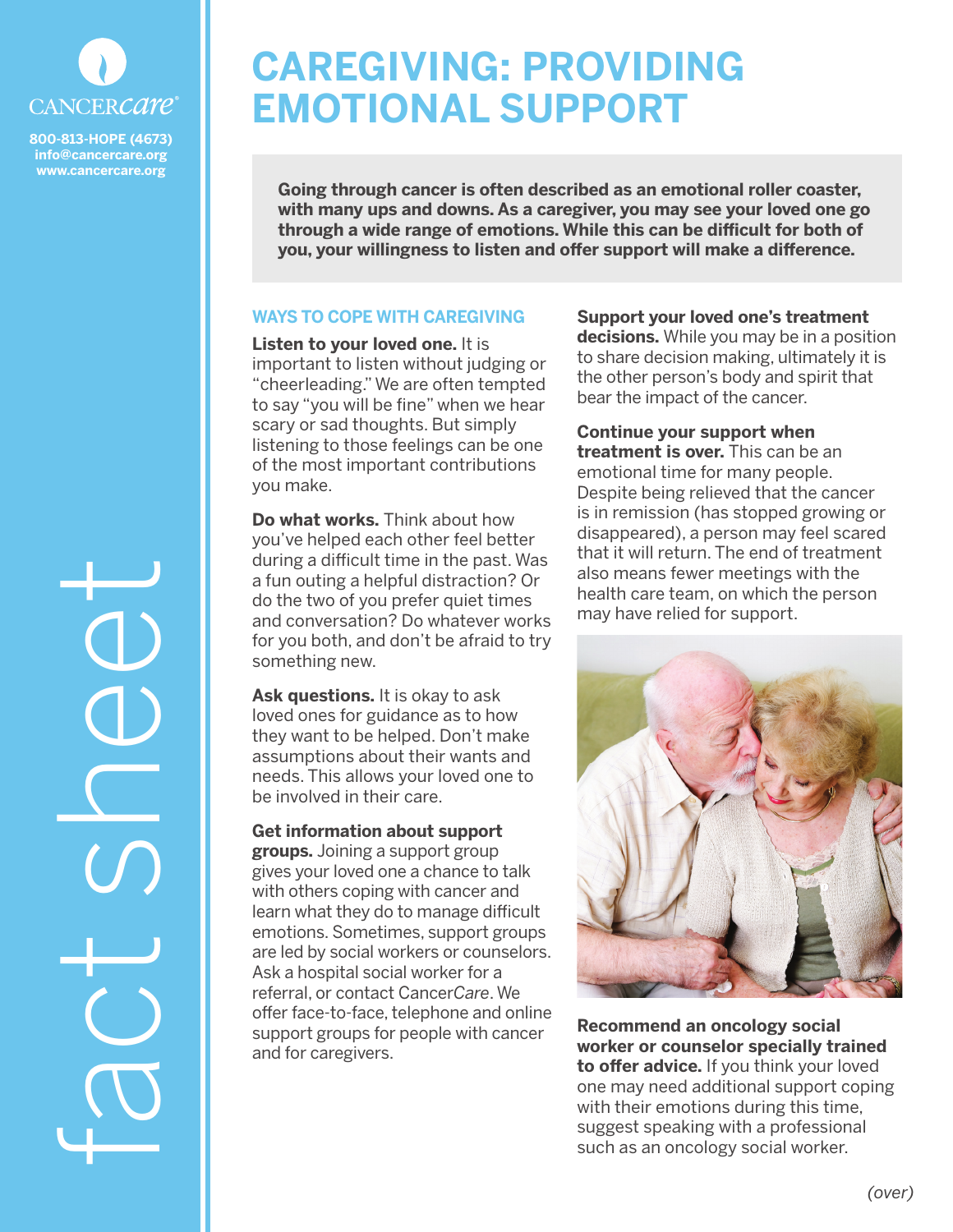CANCERcare

800-813-HOPE (4673)
info@cancercare.org
www.cancercare.org

fact sheet

# CAREGIVING: PROVIDING EMOTIONAL SUPPORT

**Going through cancer is often described as an emotional roller coaster, with many ups and downs. As a caregiver, you may see your loved one go through a wide range of emotions. While this can be difficult for both of you, your willingness to listen and offer support will make a difference.**

## WAYS TO COPE WITH CAREGIVING

**Listen to your loved one.** It is important to listen without judging or "cheerleading." We are often tempted to say "you will be fine" when we hear scary or sad thoughts. But simply listening to those feelings can be one of the most important contributions you make.

**Do what works.** Think about how you've helped each other feel better during a difficult time in the past. Was a fun outing a helpful distraction? Or do the two of you prefer quiet times and conversation? Do whatever works for you both, and don't be afraid to try something new.

**Ask questions.** It is okay to ask loved ones for guidance as to how they want to be helped. Don't make assumptions about their wants and needs. This allows your loved one to be involved in their care.

**Get information about support groups.** Joining a support group gives your loved one a chance to talk with others coping with cancer and learn what they do to manage difficult emotions. Sometimes, support groups are led by social workers or counselors. Ask a hospital social worker for a referral, or contact Cancer*Care*. We offer face-to-face, telephone and online support groups for people with cancer and for caregivers.

**Support your loved one's treatment decisions.** While you may be in a position to share decision making, ultimately it is the other person's body and spirit that bear the impact of the cancer.

**Continue your support when treatment is over.** This can be an emotional time for many people. Despite being relieved that the cancer is in remission (has stopped growing or disappeared), a person may feel scared that it will return. The end of treatment also means fewer meetings with the health care team, on which the person may have relied for support.

**Recommend an oncology social worker or counselor specially trained to offer advice.** If you think your loved one may need additional support coping with their emotions during this time, suggest speaking with a professional such as an oncology social worker.

*(over)*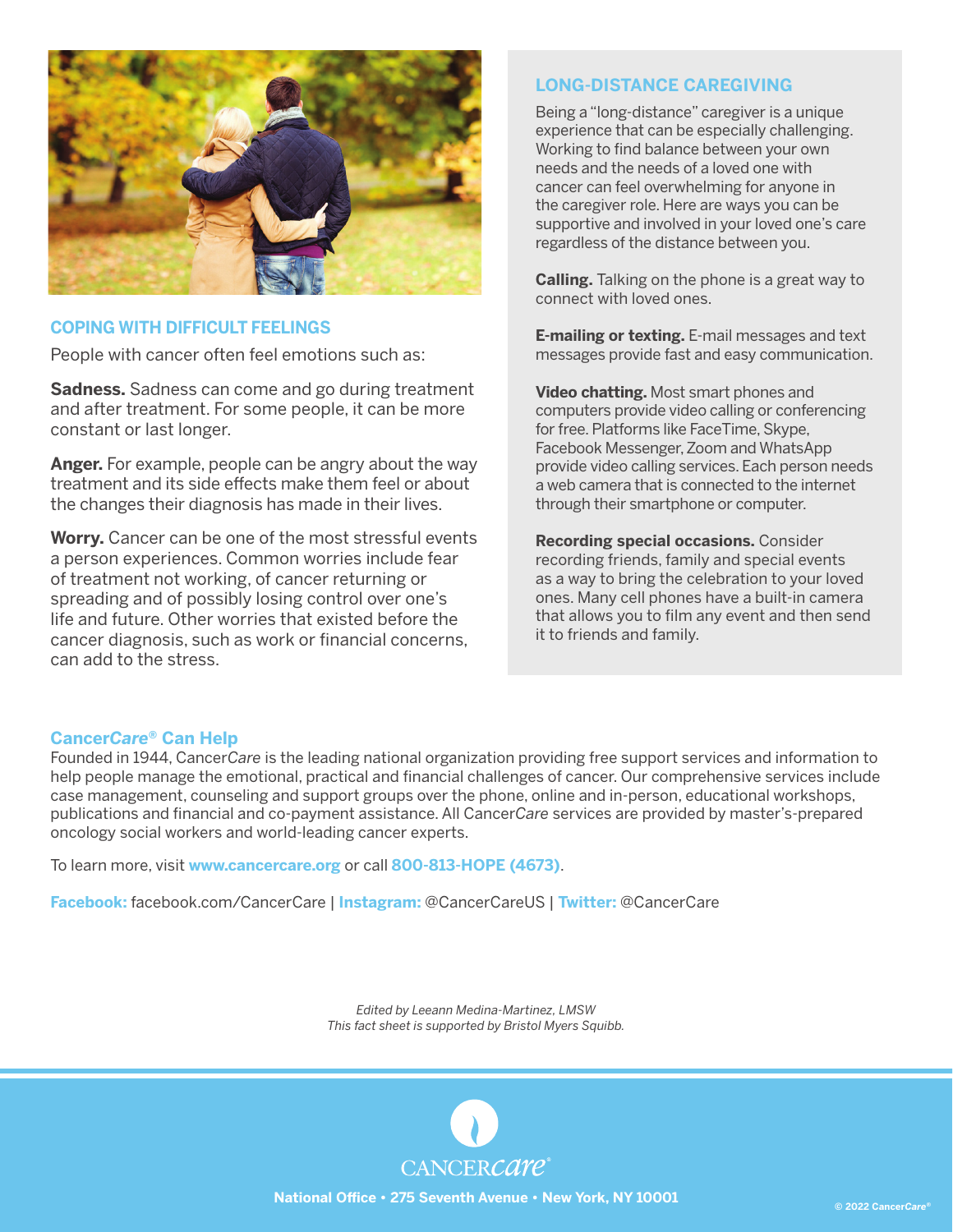## COPING WITH DIFFICULT FEELINGS

People with cancer often feel emotions such as:

**Sadness.** Sadness can come and go during treatment and after treatment. For some people, it can be more constant or last longer.

**Anger.** For example, people can be angry about the way treatment and its side effects make them feel or about the changes their diagnosis has made in their lives.

**Worry.** Cancer can be one of the most stressful events a person experiences. Common worries include fear of treatment not working, of cancer returning or spreading and of possibly losing control over one's life and future. Other worries that existed before the cancer diagnosis, such as work or financial concerns, can add to the stress.

## LONG-DISTANCE CAREGIVING

Being a "long-distance" caregiver is a unique experience that can be especially challenging. Working to find balance between your own needs and the needs of a loved one with cancer can feel overwhelming for anyone in the caregiver role. Here are ways you can be supportive and involved in your loved one's care regardless of the distance between you.

**Calling.** Talking on the phone is a great way to connect with loved ones.

**E-mailing or texting.** E-mail messages and text messages provide fast and easy communication.

**Video chatting.** Most smart phones and computers provide video calling or conferencing for free. Platforms like FaceTime, Skype, Facebook Messenger, Zoom and WhatsApp provide video calling services. Each person needs a web camera that is connected to the internet through their smartphone or computer.

**Recording special occasions.** Consider recording friends, family and special events as a way to bring the celebration to your loved ones. Many cell phones have a built-in camera that allows you to film any event and then send it to friends and family.

## Cancer*Care*® Can Help

Founded in 1944, Cancer*Care* is the leading national organization providing free support services and information to help people manage the emotional, practical and financial challenges of cancer. Our comprehensive services include case management, counseling and support groups over the phone, online and in-person, educational workshops, publications and financial and co-payment assistance. All Cancer*Care* services are provided by master's-prepared oncology social workers and world-leading cancer experts.

To learn more, visit **www.cancercare.org** or call **800-813-HOPE (4673)**.

**Facebook:** facebook.com/CancerCare | **Instagram:** @CancerCareUS | **Twitter:** @CancerCare

*Edited by Leeann Medina-Martinez, LMSW*
*This fact sheet is supported by Bristol Myers Squibb.*

CANCER*care*®

**National Office • 275 Seventh Avenue • New York, NY 10001**

© 2022 CancerCare®